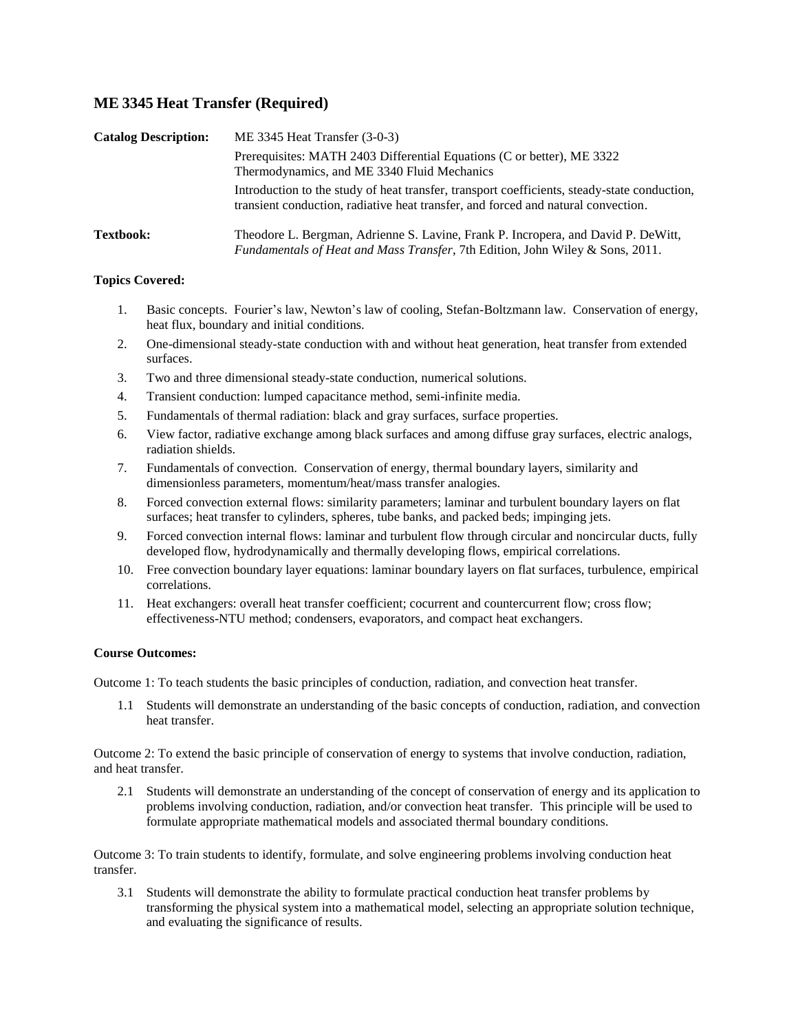## ME 3345 Heat Transfer (Required)

**Catalog Description:** ME 3345 Heat Transfer (3-0-3)

Prerequisites: MATH 2403 Differential Equations (C or better), ME 3322 Thermodynamics, and ME 3340 Fluid Mechanics

Introduction to the study of heat transfer, transport coefficients, steady-state conduction, transient conduction, radiative heat transfer, and forced and natural convection.

**Textbook:** Theodore L. Bergman, Adrienne S. Lavine, Frank P. Incropera, and David P. DeWitt, *Fundamentals of Heat and Mass Transfer*, 7th Edition, John Wiley & Sons, 2011.

**Topics Covered:**

1. Basic concepts. Fourier's law, Newton's law of cooling, Stefan-Boltzmann law. Conservation of energy, heat flux, boundary and initial conditions.
2. One-dimensional steady-state conduction with and without heat generation, heat transfer from extended surfaces.
3. Two and three dimensional steady-state conduction, numerical solutions.
4. Transient conduction: lumped capacitance method, semi-infinite media.
5. Fundamentals of thermal radiation: black and gray surfaces, surface properties.
6. View factor, radiative exchange among black surfaces and among diffuse gray surfaces, electric analogs, radiation shields.
7. Fundamentals of convection. Conservation of energy, thermal boundary layers, similarity and dimensionless parameters, momentum/heat/mass transfer analogies.
8. Forced convection external flows: similarity parameters; laminar and turbulent boundary layers on flat surfaces; heat transfer to cylinders, spheres, tube banks, and packed beds; impinging jets.
9. Forced convection internal flows: laminar and turbulent flow through circular and noncircular ducts, fully developed flow, hydrodynamically and thermally developing flows, empirical correlations.
10. Free convection boundary layer equations: laminar boundary layers on flat surfaces, turbulence, empirical correlations.
11. Heat exchangers: overall heat transfer coefficient; cocurrent and countercurrent flow; cross flow; effectiveness-NTU method; condensers, evaporators, and compact heat exchangers.

**Course Outcomes:**

Outcome 1: To teach students the basic principles of conduction, radiation, and convection heat transfer.

1.1 Students will demonstrate an understanding of the basic concepts of conduction, radiation, and convection heat transfer.

Outcome 2: To extend the basic principle of conservation of energy to systems that involve conduction, radiation, and heat transfer.

2.1 Students will demonstrate an understanding of the concept of conservation of energy and its application to problems involving conduction, radiation, and/or convection heat transfer. This principle will be used to formulate appropriate mathematical models and associated thermal boundary conditions.

Outcome 3: To train students to identify, formulate, and solve engineering problems involving conduction heat transfer.

3.1 Students will demonstrate the ability to formulate practical conduction heat transfer problems by transforming the physical system into a mathematical model, selecting an appropriate solution technique, and evaluating the significance of results.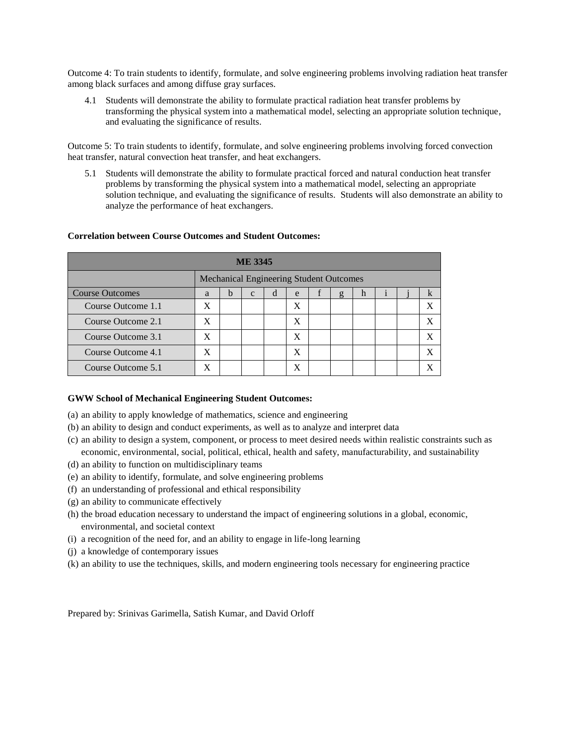Outcome 4: To train students to identify, formulate, and solve engineering problems involving radiation heat transfer among black surfaces and among diffuse gray surfaces.

4.1 Students will demonstrate the ability to formulate practical radiation heat transfer problems by transforming the physical system into a mathematical model, selecting an appropriate solution technique, and evaluating the significance of results.

Outcome 5: To train students to identify, formulate, and solve engineering problems involving forced convection heat transfer, natural convection heat transfer, and heat exchangers.

5.1 Students will demonstrate the ability to formulate practical forced and natural conduction heat transfer problems by transforming the physical system into a mathematical model, selecting an appropriate solution technique, and evaluating the significance of results. Students will also demonstrate an ability to analyze the performance of heat exchangers.

**Correlation between Course Outcomes and Student Outcomes:**

| ME 3345 | | | | | | | | | | | |
|---|---|---|---|---|---|---|---|---|---|---|---|
| | Mechanical Engineering Student Outcomes | | | | | | | | | | |
| Course Outcomes | a | b | c | d | e | f | g | h | i | j | k |
| Course Outcome 1.1 | X | | | | X | | | | | | X |
| Course Outcome 2.1 | X | | | | X | | | | | | X |
| Course Outcome 3.1 | X | | | | X | | | | | | X |
| Course Outcome 4.1 | X | | | | X | | | | | | X |
| Course Outcome 5.1 | X | | | | X | | | | | | X |

**GWW School of Mechanical Engineering Student Outcomes:**

(a) an ability to apply knowledge of mathematics, science and engineering
(b) an ability to design and conduct experiments, as well as to analyze and interpret data
(c) an ability to design a system, component, or process to meet desired needs within realistic constraints such as economic, environmental, social, political, ethical, health and safety, manufacturability, and sustainability
(d) an ability to function on multidisciplinary teams
(e) an ability to identify, formulate, and solve engineering problems
(f) an understanding of professional and ethical responsibility
(g) an ability to communicate effectively
(h) the broad education necessary to understand the impact of engineering solutions in a global, economic, environmental, and societal context
(i) a recognition of the need for, and an ability to engage in life-long learning
(j) a knowledge of contemporary issues
(k) an ability to use the techniques, skills, and modern engineering tools necessary for engineering practice

Prepared by: Srinivas Garimella, Satish Kumar, and David Orloff